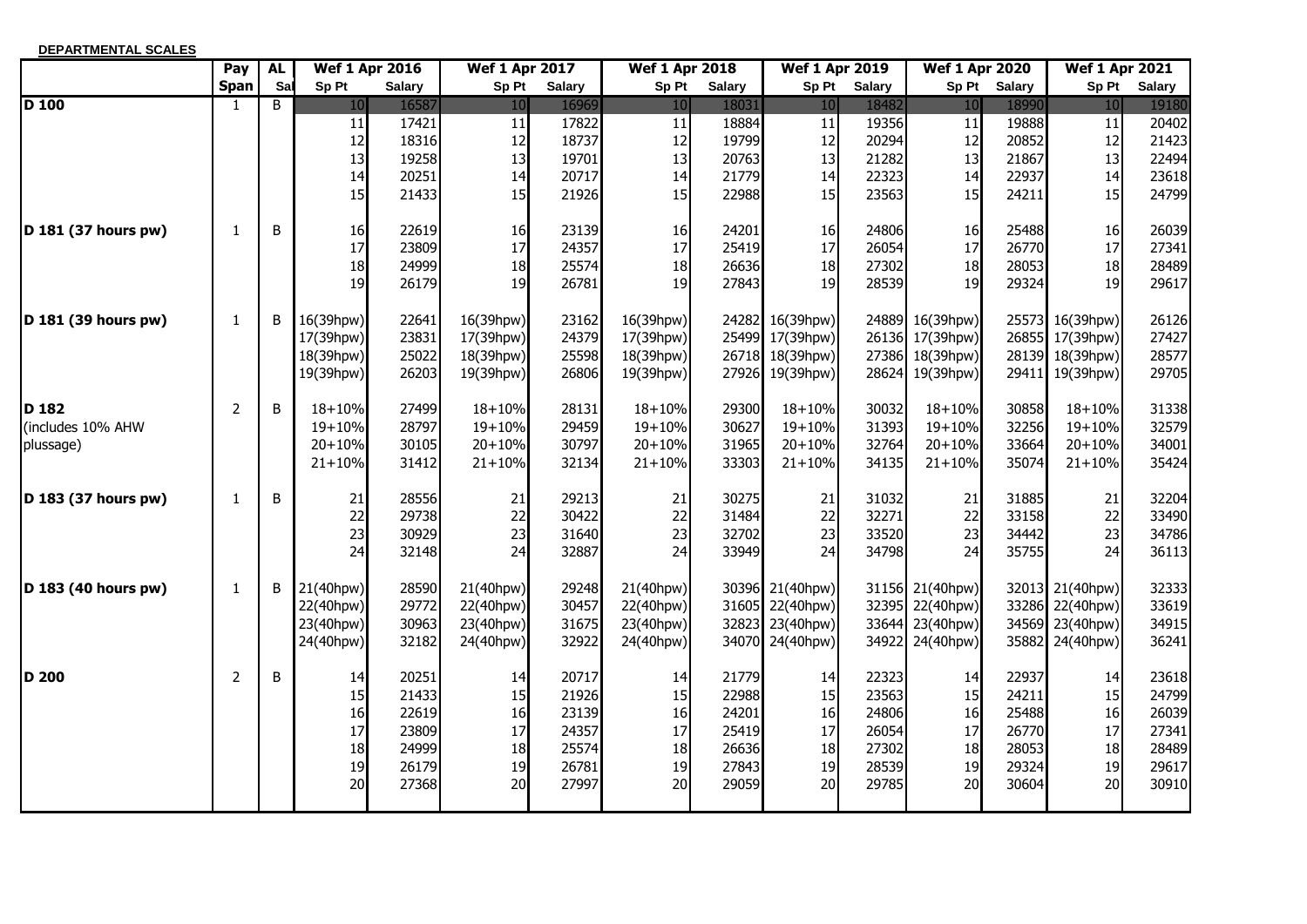**DEPARTMENTAL SCALES**

| | Pay | AL | Wef 1 Apr 2016 | | Wef 1 Apr 2017 | | Wef 1 Apr 2018 | | Wef 1 Apr 2019 | | Wef 1 Apr 2020 | | Wef 1 Apr 2021 | |
|---|---|---|---|---|---|---|---|---|---|---|---|---|---|---|
| | Span | Sal | Sp Pt | Salary | Sp Pt | Salary | Sp Pt | Salary | Sp Pt | Salary | Sp Pt | Salary | Sp Pt | Salary |
| **D 100** | 1 | B | 10 | 16587 | 10 | 16969 | 10 | 18031 | 10 | 18482 | 10 | 18990 | 10 | 19180 |
| | | | 11 | 17421 | 11 | 17822 | 11 | 18884 | 11 | 19356 | 11 | 19888 | 11 | 20402 |
| | | | 12 | 18316 | 12 | 18737 | 12 | 19799 | 12 | 20294 | 12 | 20852 | 12 | 21423 |
| | | | 13 | 19258 | 13 | 19701 | 13 | 20763 | 13 | 21282 | 13 | 21867 | 13 | 22494 |
| | | | 14 | 20251 | 14 | 20717 | 14 | 21779 | 14 | 22323 | 14 | 22937 | 14 | 23618 |
| | | | 15 | 21433 | 15 | 21926 | 15 | 22988 | 15 | 23563 | 15 | 24211 | 15 | 24799 |
| **D 181 (37 hours pw)** | 1 | B | 16 | 22619 | 16 | 23139 | 16 | 24201 | 16 | 24806 | 16 | 25488 | 16 | 26039 |
| | | | 17 | 23809 | 17 | 24357 | 17 | 25419 | 17 | 26054 | 17 | 26770 | 17 | 27341 |
| | | | 18 | 24999 | 18 | 25574 | 18 | 26636 | 18 | 27302 | 18 | 28053 | 18 | 28489 |
| | | | 19 | 26179 | 19 | 26781 | 19 | 27843 | 19 | 28539 | 19 | 29324 | 19 | 29617 |
| **D 181 (39 hours pw)** | 1 | B | 16(39hpw) | 22641 | 16(39hpw) | 23162 | 16(39hpw) | 24282 | 16(39hpw) | 24889 | 16(39hpw) | 25573 | 16(39hpw) | 26126 |
| | | | 17(39hpw) | 23831 | 17(39hpw) | 24379 | 17(39hpw) | 25499 | 17(39hpw) | 26136 | 17(39hpw) | 26855 | 17(39hpw) | 27427 |
| | | | 18(39hpw) | 25022 | 18(39hpw) | 25598 | 18(39hpw) | 26718 | 18(39hpw) | 27386 | 18(39hpw) | 28139 | 18(39hpw) | 28577 |
| | | | 19(39hpw) | 26203 | 19(39hpw) | 26806 | 19(39hpw) | 27926 | 19(39hpw) | 28624 | 19(39hpw) | 29411 | 19(39hpw) | 29705 |
| **D 182** | 2 | B | 18+10% | 27499 | 18+10% | 28131 | 18+10% | 29300 | 18+10% | 30032 | 18+10% | 30858 | 18+10% | 31338 |
| (includes 10% AHW | | | 19+10% | 28797 | 19+10% | 29459 | 19+10% | 30627 | 19+10% | 31393 | 19+10% | 32256 | 19+10% | 32579 |
| plussage) | | | 20+10% | 30105 | 20+10% | 30797 | 20+10% | 31965 | 20+10% | 32764 | 20+10% | 33664 | 20+10% | 34001 |
| | | | 21+10% | 31412 | 21+10% | 32134 | 21+10% | 33303 | 21+10% | 34135 | 21+10% | 35074 | 21+10% | 35424 |
| **D 183 (37 hours pw)** | 1 | B | 21 | 28556 | 21 | 29213 | 21 | 30275 | 21 | 31032 | 21 | 31885 | 21 | 32204 |
| | | | 22 | 29738 | 22 | 30422 | 22 | 31484 | 22 | 32271 | 22 | 33158 | 22 | 33490 |
| | | | 23 | 30929 | 23 | 31640 | 23 | 32702 | 23 | 33520 | 23 | 34442 | 23 | 34786 |
| | | | 24 | 32148 | 24 | 32887 | 24 | 33949 | 24 | 34798 | 24 | 35755 | 24 | 36113 |
| **D 183 (40 hours pw)** | 1 | B | 21(40hpw) | 28590 | 21(40hpw) | 29248 | 21(40hpw) | 30396 | 21(40hpw) | 31156 | 21(40hpw) | 32013 | 21(40hpw) | 32333 |
| | | | 22(40hpw) | 29772 | 22(40hpw) | 30457 | 22(40hpw) | 31605 | 22(40hpw) | 32395 | 22(40hpw) | 33286 | 22(40hpw) | 33619 |
| | | | 23(40hpw) | 30963 | 23(40hpw) | 31675 | 23(40hpw) | 32823 | 23(40hpw) | 33644 | 23(40hpw) | 34569 | 23(40hpw) | 34915 |
| | | | 24(40hpw) | 32182 | 24(40hpw) | 32922 | 24(40hpw) | 34070 | 24(40hpw) | 34922 | 24(40hpw) | 35882 | 24(40hpw) | 36241 |
| **D 200** | 2 | B | 14 | 20251 | 14 | 20717 | 14 | 21779 | 14 | 22323 | 14 | 22937 | 14 | 23618 |
| | | | 15 | 21433 | 15 | 21926 | 15 | 22988 | 15 | 23563 | 15 | 24211 | 15 | 24799 |
| | | | 16 | 22619 | 16 | 23139 | 16 | 24201 | 16 | 24806 | 16 | 25488 | 16 | 26039 |
| | | | 17 | 23809 | 17 | 24357 | 17 | 25419 | 17 | 26054 | 17 | 26770 | 17 | 27341 |
| | | | 18 | 24999 | 18 | 25574 | 18 | 26636 | 18 | 27302 | 18 | 28053 | 18 | 28489 |
| | | | 19 | 26179 | 19 | 26781 | 19 | 27843 | 19 | 28539 | 19 | 29324 | 19 | 29617 |
| | | | 20 | 27368 | 20 | 27997 | 20 | 29059 | 20 | 29785 | 20 | 30604 | 20 | 30910 |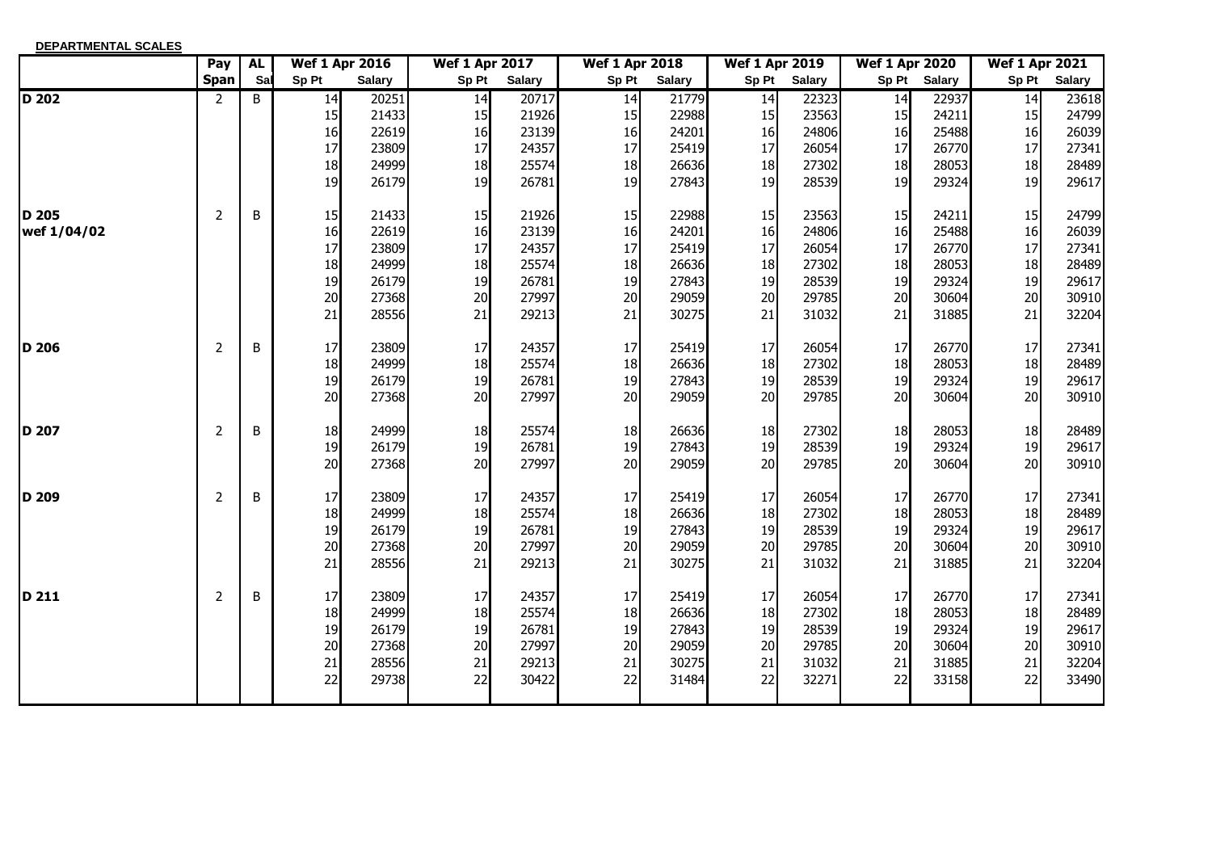**DEPARTMENTAL SCALES**

| | Pay Span | AL Sal | Wef 1 Apr 2016 | | Wef 1 Apr 2017 | | Wef 1 Apr 2018 | | Wef 1 Apr 2019 | | Wef 1 Apr 2020 | | Wef 1 Apr 2021 | |
|---|---|---|---|---|---|---|---|---|---|---|---|---|---|---|
| | | | Sp Pt | Salary | Sp Pt | Salary | Sp Pt | Salary | Sp Pt | Salary | Sp Pt | Salary | Sp Pt | Salary |
| **D 202** | 2 | B | 14 | 20251 | 14 | 20717 | 14 | 21779 | 14 | 22323 | 14 | 22937 | 14 | 23618 |
| | | | 15 | 21433 | 15 | 21926 | 15 | 22988 | 15 | 23563 | 15 | 24211 | 15 | 24799 |
| | | | 16 | 22619 | 16 | 23139 | 16 | 24201 | 16 | 24806 | 16 | 25488 | 16 | 26039 |
| | | | 17 | 23809 | 17 | 24357 | 17 | 25419 | 17 | 26054 | 17 | 26770 | 17 | 27341 |
| | | | 18 | 24999 | 18 | 25574 | 18 | 26636 | 18 | 27302 | 18 | 28053 | 18 | 28489 |
| | | | 19 | 26179 | 19 | 26781 | 19 | 27843 | 19 | 28539 | 19 | 29324 | 19 | 29617 |
| **D 205** | 2 | B | 15 | 21433 | 15 | 21926 | 15 | 22988 | 15 | 23563 | 15 | 24211 | 15 | 24799 |
| **wef 1/04/02** | | | 16 | 22619 | 16 | 23139 | 16 | 24201 | 16 | 24806 | 16 | 25488 | 16 | 26039 |
| | | | 17 | 23809 | 17 | 24357 | 17 | 25419 | 17 | 26054 | 17 | 26770 | 17 | 27341 |
| | | | 18 | 24999 | 18 | 25574 | 18 | 26636 | 18 | 27302 | 18 | 28053 | 18 | 28489 |
| | | | 19 | 26179 | 19 | 26781 | 19 | 27843 | 19 | 28539 | 19 | 29324 | 19 | 29617 |
| | | | 20 | 27368 | 20 | 27997 | 20 | 29059 | 20 | 29785 | 20 | 30604 | 20 | 30910 |
| | | | 21 | 28556 | 21 | 29213 | 21 | 30275 | 21 | 31032 | 21 | 31885 | 21 | 32204 |
| **D 206** | 2 | B | 17 | 23809 | 17 | 24357 | 17 | 25419 | 17 | 26054 | 17 | 26770 | 17 | 27341 |
| | | | 18 | 24999 | 18 | 25574 | 18 | 26636 | 18 | 27302 | 18 | 28053 | 18 | 28489 |
| | | | 19 | 26179 | 19 | 26781 | 19 | 27843 | 19 | 28539 | 19 | 29324 | 19 | 29617 |
| | | | 20 | 27368 | 20 | 27997 | 20 | 29059 | 20 | 29785 | 20 | 30604 | 20 | 30910 |
| **D 207** | 2 | B | 18 | 24999 | 18 | 25574 | 18 | 26636 | 18 | 27302 | 18 | 28053 | 18 | 28489 |
| | | | 19 | 26179 | 19 | 26781 | 19 | 27843 | 19 | 28539 | 19 | 29324 | 19 | 29617 |
| | | | 20 | 27368 | 20 | 27997 | 20 | 29059 | 20 | 29785 | 20 | 30604 | 20 | 30910 |
| **D 209** | 2 | B | 17 | 23809 | 17 | 24357 | 17 | 25419 | 17 | 26054 | 17 | 26770 | 17 | 27341 |
| | | | 18 | 24999 | 18 | 25574 | 18 | 26636 | 18 | 27302 | 18 | 28053 | 18 | 28489 |
| | | | 19 | 26179 | 19 | 26781 | 19 | 27843 | 19 | 28539 | 19 | 29324 | 19 | 29617 |
| | | | 20 | 27368 | 20 | 27997 | 20 | 29059 | 20 | 29785 | 20 | 30604 | 20 | 30910 |
| | | | 21 | 28556 | 21 | 29213 | 21 | 30275 | 21 | 31032 | 21 | 31885 | 21 | 32204 |
| **D 211** | 2 | B | 17 | 23809 | 17 | 24357 | 17 | 25419 | 17 | 26054 | 17 | 26770 | 17 | 27341 |
| | | | 18 | 24999 | 18 | 25574 | 18 | 26636 | 18 | 27302 | 18 | 28053 | 18 | 28489 |
| | | | 19 | 26179 | 19 | 26781 | 19 | 27843 | 19 | 28539 | 19 | 29324 | 19 | 29617 |
| | | | 20 | 27368 | 20 | 27997 | 20 | 29059 | 20 | 29785 | 20 | 30604 | 20 | 30910 |
| | | | 21 | 28556 | 21 | 29213 | 21 | 30275 | 21 | 31032 | 21 | 31885 | 21 | 32204 |
| | | | 22 | 29738 | 22 | 30422 | 22 | 31484 | 22 | 32271 | 22 | 33158 | 22 | 33490 |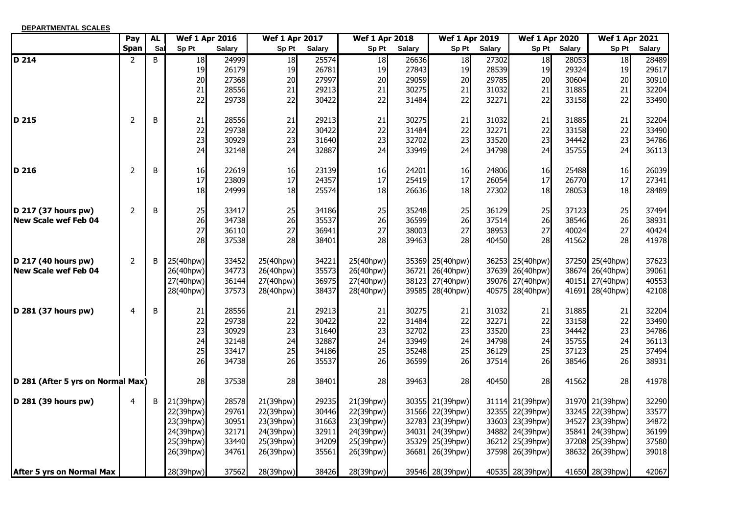**DEPARTMENTAL SCALES**

| | Pay | AL | Wef 1 Apr 2016 | | Wef 1 Apr 2017 | | Wef 1 Apr 2018 | | Wef 1 Apr 2019 | | Wef 1 Apr 2020 | | Wef 1 Apr 2021 | |
|---|---|---|---|---|---|---|---|---|---|---|---|---|---|---|
| | Span | Sal | Sp Pt | Salary | Sp Pt | Salary | Sp Pt | Salary | Sp Pt | Salary | Sp Pt | Salary | Sp Pt | Salary |
| **D 214** | 2 | B | 18 | 24999 | 18 | 25574 | 18 | 26636 | 18 | 27302 | 18 | 28053 | 18 | 28489 |
| | | | 19 | 26179 | 19 | 26781 | 19 | 27843 | 19 | 28539 | 19 | 29324 | 19 | 29617 |
| | | | 20 | 27368 | 20 | 27997 | 20 | 29059 | 20 | 29785 | 20 | 30604 | 20 | 30910 |
| | | | 21 | 28556 | 21 | 29213 | 21 | 30275 | 21 | 31032 | 21 | 31885 | 21 | 32204 |
| | | | 22 | 29738 | 22 | 30422 | 22 | 31484 | 22 | 32271 | 22 | 33158 | 22 | 33490 |
| **D 215** | 2 | B | 21 | 28556 | 21 | 29213 | 21 | 30275 | 21 | 31032 | 21 | 31885 | 21 | 32204 |
| | | | 22 | 29738 | 22 | 30422 | 22 | 31484 | 22 | 32271 | 22 | 33158 | 22 | 33490 |
| | | | 23 | 30929 | 23 | 31640 | 23 | 32702 | 23 | 33520 | 23 | 34442 | 23 | 34786 |
| | | | 24 | 32148 | 24 | 32887 | 24 | 33949 | 24 | 34798 | 24 | 35755 | 24 | 36113 |
| **D 216** | 2 | B | 16 | 22619 | 16 | 23139 | 16 | 24201 | 16 | 24806 | 16 | 25488 | 16 | 26039 |
| | | | 17 | 23809 | 17 | 24357 | 17 | 25419 | 17 | 26054 | 17 | 26770 | 17 | 27341 |
| | | | 18 | 24999 | 18 | 25574 | 18 | 26636 | 18 | 27302 | 18 | 28053 | 18 | 28489 |
| **D 217 (37 hours pw)** | 2 | B | 25 | 33417 | 25 | 34186 | 25 | 35248 | 25 | 36129 | 25 | 37123 | 25 | 37494 |
| **New Scale wef Feb 04** | | | 26 | 34738 | 26 | 35537 | 26 | 36599 | 26 | 37514 | 26 | 38546 | 26 | 38931 |
| | | | 27 | 36110 | 27 | 36941 | 27 | 38003 | 27 | 38953 | 27 | 40024 | 27 | 40424 |
| | | | 28 | 37538 | 28 | 38401 | 28 | 39463 | 28 | 40450 | 28 | 41562 | 28 | 41978 |
| **D 217 (40 hours pw)** | 2 | B | 25(40hpw) | 33452 | 25(40hpw) | 34221 | 25(40hpw) | 35369 | 25(40hpw) | 36253 | 25(40hpw) | 37250 | 25(40hpw) | 37623 |
| **New Scale wef Feb 04** | | | 26(40hpw) | 34773 | 26(40hpw) | 35573 | 26(40hpw) | 36721 | 26(40hpw) | 37639 | 26(40hpw) | 38674 | 26(40hpw) | 39061 |
| | | | 27(40hpw) | 36144 | 27(40hpw) | 36975 | 27(40hpw) | 38123 | 27(40hpw) | 39076 | 27(40hpw) | 40151 | 27(40hpw) | 40553 |
| | | | 28(40hpw) | 37573 | 28(40hpw) | 38437 | 28(40hpw) | 39585 | 28(40hpw) | 40575 | 28(40hpw) | 41691 | 28(40hpw) | 42108 |
| **D 281 (37 hours pw)** | 4 | B | 21 | 28556 | 21 | 29213 | 21 | 30275 | 21 | 31032 | 21 | 31885 | 21 | 32204 |
| | | | 22 | 29738 | 22 | 30422 | 22 | 31484 | 22 | 32271 | 22 | 33158 | 22 | 33490 |
| | | | 23 | 30929 | 23 | 31640 | 23 | 32702 | 23 | 33520 | 23 | 34442 | 23 | 34786 |
| | | | 24 | 32148 | 24 | 32887 | 24 | 33949 | 24 | 34798 | 24 | 35755 | 24 | 36113 |
| | | | 25 | 33417 | 25 | 34186 | 25 | 35248 | 25 | 36129 | 25 | 37123 | 25 | 37494 |
| | | | 26 | 34738 | 26 | 35537 | 26 | 36599 | 26 | 37514 | 26 | 38546 | 26 | 38931 |
| **D 281 (After 5 yrs on Normal Max)** | | | 28 | 37538 | 28 | 38401 | 28 | 39463 | 28 | 40450 | 28 | 41562 | 28 | 41978 |
| **D 281 (39 hours pw)** | 4 | B | 21(39hpw) | 28578 | 21(39hpw) | 29235 | 21(39hpw) | 30355 | 21(39hpw) | 31114 | 21(39hpw) | 31970 | 21(39hpw) | 32290 |
| | | | 22(39hpw) | 29761 | 22(39hpw) | 30446 | 22(39hpw) | 31566 | 22(39hpw) | 32355 | 22(39hpw) | 33245 | 22(39hpw) | 33577 |
| | | | 23(39hpw) | 30951 | 23(39hpw) | 31663 | 23(39hpw) | 32783 | 23(39hpw) | 33603 | 23(39hpw) | 34527 | 23(39hpw) | 34872 |
| | | | 24(39hpw) | 32171 | 24(39hpw) | 32911 | 24(39hpw) | 34031 | 24(39hpw) | 34882 | 24(39hpw) | 35841 | 24(39hpw) | 36199 |
| | | | 25(39hpw) | 33440 | 25(39hpw) | 34209 | 25(39hpw) | 35329 | 25(39hpw) | 36212 | 25(39hpw) | 37208 | 25(39hpw) | 37580 |
| | | | 26(39hpw) | 34761 | 26(39hpw) | 35561 | 26(39hpw) | 36681 | 26(39hpw) | 37598 | 26(39hpw) | 38632 | 26(39hpw) | 39018 |
| **After 5 yrs on Normal Max** | | | 28(39hpw) | 37562 | 28(39hpw) | 38426 | 28(39hpw) | 39546 | 28(39hpw) | 40535 | 28(39hpw) | 41650 | 28(39hpw) | 42067 |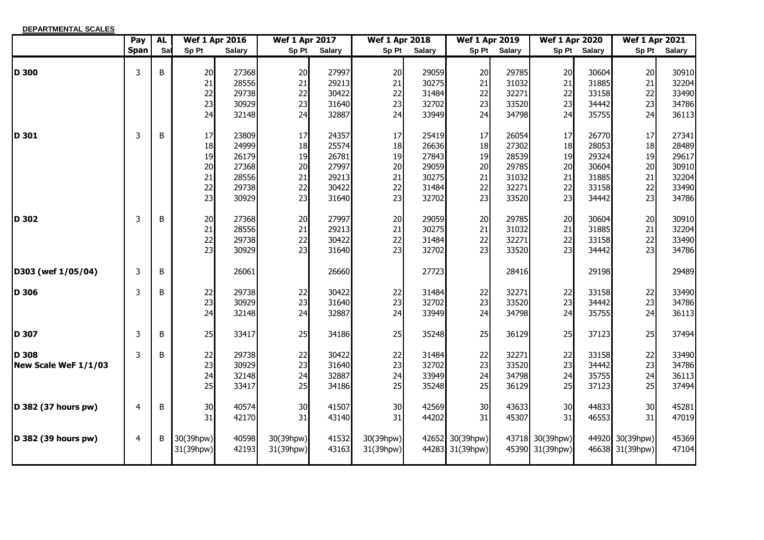**DEPARTMENTAL SCALES**

| | Pay Span | AL Sal | Wef 1 Apr 2016 | | Wef 1 Apr 2017 | | Wef 1 Apr 2018 | | Wef 1 Apr 2019 | | Wef 1 Apr 2020 | | Wef 1 Apr 2021 | |
|---|---|---|---|---|---|---|---|---|---|---|---|---|---|---|
| | | | Sp Pt | Salary | Sp Pt | Salary | Sp Pt | Salary | Sp Pt | Salary | Sp Pt | Salary | Sp Pt | Salary |
| **D 300** | 3 | B | 20 | 27368 | 20 | 27997 | 20 | 29059 | 20 | 29785 | 20 | 30604 | 20 | 30910 |
| | | | 21 | 28556 | 21 | 29213 | 21 | 30275 | 21 | 31032 | 21 | 31885 | 21 | 32204 |
| | | | 22 | 29738 | 22 | 30422 | 22 | 31484 | 22 | 32271 | 22 | 33158 | 22 | 33490 |
| | | | 23 | 30929 | 23 | 31640 | 23 | 32702 | 23 | 33520 | 23 | 34442 | 23 | 34786 |
| | | | 24 | 32148 | 24 | 32887 | 24 | 33949 | 24 | 34798 | 24 | 35755 | 24 | 36113 |
| **D 301** | 3 | B | 17 | 23809 | 17 | 24357 | 17 | 25419 | 17 | 26054 | 17 | 26770 | 17 | 27341 |
| | | | 18 | 24999 | 18 | 25574 | 18 | 26636 | 18 | 27302 | 18 | 28053 | 18 | 28489 |
| | | | 19 | 26179 | 19 | 26781 | 19 | 27843 | 19 | 28539 | 19 | 29324 | 19 | 29617 |
| | | | 20 | 27368 | 20 | 27997 | 20 | 29059 | 20 | 29785 | 20 | 30604 | 20 | 30910 |
| | | | 21 | 28556 | 21 | 29213 | 21 | 30275 | 21 | 31032 | 21 | 31885 | 21 | 32204 |
| | | | 22 | 29738 | 22 | 30422 | 22 | 31484 | 22 | 32271 | 22 | 33158 | 22 | 33490 |
| | | | 23 | 30929 | 23 | 31640 | 23 | 32702 | 23 | 33520 | 23 | 34442 | 23 | 34786 |
| **D 302** | 3 | B | 20 | 27368 | 20 | 27997 | 20 | 29059 | 20 | 29785 | 20 | 30604 | 20 | 30910 |
| | | | 21 | 28556 | 21 | 29213 | 21 | 30275 | 21 | 31032 | 21 | 31885 | 21 | 32204 |
| | | | 22 | 29738 | 22 | 30422 | 22 | 31484 | 22 | 32271 | 22 | 33158 | 22 | 33490 |
| | | | 23 | 30929 | 23 | 31640 | 23 | 32702 | 23 | 33520 | 23 | 34442 | 23 | 34786 |
| **D303 (wef 1/05/04)** | 3 | B | | 26061 | | 26660 | | 27723 | | 28416 | | 29198 | | 29489 |
| **D 306** | 3 | B | 22 | 29738 | 22 | 30422 | 22 | 31484 | 22 | 32271 | 22 | 33158 | 22 | 33490 |
| | | | 23 | 30929 | 23 | 31640 | 23 | 32702 | 23 | 33520 | 23 | 34442 | 23 | 34786 |
| | | | 24 | 32148 | 24 | 32887 | 24 | 33949 | 24 | 34798 | 24 | 35755 | 24 | 36113 |
| **D 307** | 3 | B | 25 | 33417 | 25 | 34186 | 25 | 35248 | 25 | 36129 | 25 | 37123 | 25 | 37494 |
| **D 308** | 3 | B | 22 | 29738 | 22 | 30422 | 22 | 31484 | 22 | 32271 | 22 | 33158 | 22 | 33490 |
| **New Scale WeF 1/1/03** | | | 23 | 30929 | 23 | 31640 | 23 | 32702 | 23 | 33520 | 23 | 34442 | 23 | 34786 |
| | | | 24 | 32148 | 24 | 32887 | 24 | 33949 | 24 | 34798 | 24 | 35755 | 24 | 36113 |
| | | | 25 | 33417 | 25 | 34186 | 25 | 35248 | 25 | 36129 | 25 | 37123 | 25 | 37494 |
| **D 382 (37 hours pw)** | 4 | B | 30 | 40574 | 30 | 41507 | 30 | 42569 | 30 | 43633 | 30 | 44833 | 30 | 45281 |
| | | | 31 | 42170 | 31 | 43140 | 31 | 44202 | 31 | 45307 | 31 | 46553 | 31 | 47019 |
| **D 382 (39 hours pw)** | 4 | B | 30(39hpw) | 40598 | 30(39hpw) | 41532 | 30(39hpw) | 42652 | 30(39hpw) | 43718 | 30(39hpw) | 44920 | 30(39hpw) | 45369 |
| | | | 31(39hpw) | 42193 | 31(39hpw) | 43163 | 31(39hpw) | 44283 | 31(39hpw) | 45390 | 31(39hpw) | 46638 | 31(39hpw) | 47104 |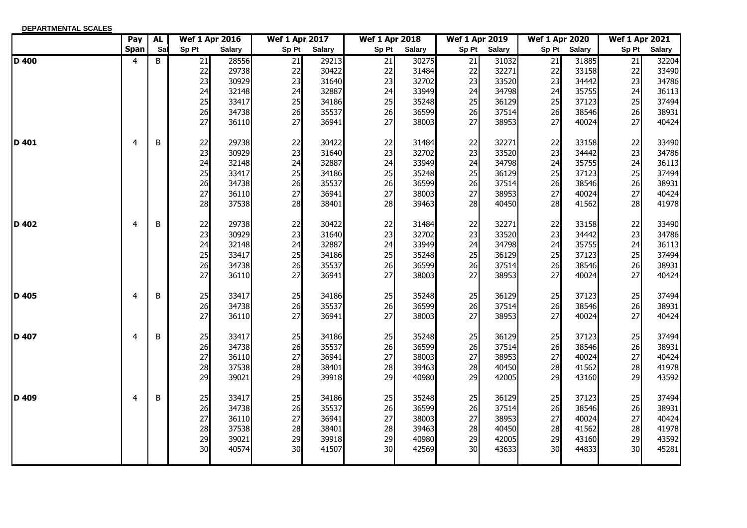**DEPARTMENTAL SCALES**

| | Pay Span | AL Sal | Wef 1 Apr 2016 | | Wef 1 Apr 2017 | | Wef 1 Apr 2018 | | Wef 1 Apr 2019 | | Wef 1 Apr 2020 | | Wef 1 Apr 2021 | |
|---|---|---|---|---|---|---|---|---|---|---|---|---|---|---|
| | | | Sp Pt | Salary | Sp Pt | Salary | Sp Pt | Salary | Sp Pt | Salary | Sp Pt | Salary | Sp Pt | Salary |
| **D 400** | 4 | B | 21 | 28556 | 21 | 29213 | 21 | 30275 | 21 | 31032 | 21 | 31885 | 21 | 32204 |
| | | | 22 | 29738 | 22 | 30422 | 22 | 31484 | 22 | 32271 | 22 | 33158 | 22 | 33490 |
| | | | 23 | 30929 | 23 | 31640 | 23 | 32702 | 23 | 33520 | 23 | 34442 | 23 | 34786 |
| | | | 24 | 32148 | 24 | 32887 | 24 | 33949 | 24 | 34798 | 24 | 35755 | 24 | 36113 |
| | | | 25 | 33417 | 25 | 34186 | 25 | 35248 | 25 | 36129 | 25 | 37123 | 25 | 37494 |
| | | | 26 | 34738 | 26 | 35537 | 26 | 36599 | 26 | 37514 | 26 | 38546 | 26 | 38931 |
| | | | 27 | 36110 | 27 | 36941 | 27 | 38003 | 27 | 38953 | 27 | 40024 | 27 | 40424 |
| **D 401** | 4 | B | 22 | 29738 | 22 | 30422 | 22 | 31484 | 22 | 32271 | 22 | 33158 | 22 | 33490 |
| | | | 23 | 30929 | 23 | 31640 | 23 | 32702 | 23 | 33520 | 23 | 34442 | 23 | 34786 |
| | | | 24 | 32148 | 24 | 32887 | 24 | 33949 | 24 | 34798 | 24 | 35755 | 24 | 36113 |
| | | | 25 | 33417 | 25 | 34186 | 25 | 35248 | 25 | 36129 | 25 | 37123 | 25 | 37494 |
| | | | 26 | 34738 | 26 | 35537 | 26 | 36599 | 26 | 37514 | 26 | 38546 | 26 | 38931 |
| | | | 27 | 36110 | 27 | 36941 | 27 | 38003 | 27 | 38953 | 27 | 40024 | 27 | 40424 |
| | | | 28 | 37538 | 28 | 38401 | 28 | 39463 | 28 | 40450 | 28 | 41562 | 28 | 41978 |
| **D 402** | 4 | B | 22 | 29738 | 22 | 30422 | 22 | 31484 | 22 | 32271 | 22 | 33158 | 22 | 33490 |
| | | | 23 | 30929 | 23 | 31640 | 23 | 32702 | 23 | 33520 | 23 | 34442 | 23 | 34786 |
| | | | 24 | 32148 | 24 | 32887 | 24 | 33949 | 24 | 34798 | 24 | 35755 | 24 | 36113 |
| | | | 25 | 33417 | 25 | 34186 | 25 | 35248 | 25 | 36129 | 25 | 37123 | 25 | 37494 |
| | | | 26 | 34738 | 26 | 35537 | 26 | 36599 | 26 | 37514 | 26 | 38546 | 26 | 38931 |
| | | | 27 | 36110 | 27 | 36941 | 27 | 38003 | 27 | 38953 | 27 | 40024 | 27 | 40424 |
| **D 405** | 4 | B | 25 | 33417 | 25 | 34186 | 25 | 35248 | 25 | 36129 | 25 | 37123 | 25 | 37494 |
| | | | 26 | 34738 | 26 | 35537 | 26 | 36599 | 26 | 37514 | 26 | 38546 | 26 | 38931 |
| | | | 27 | 36110 | 27 | 36941 | 27 | 38003 | 27 | 38953 | 27 | 40024 | 27 | 40424 |
| **D 407** | 4 | B | 25 | 33417 | 25 | 34186 | 25 | 35248 | 25 | 36129 | 25 | 37123 | 25 | 37494 |
| | | | 26 | 34738 | 26 | 35537 | 26 | 36599 | 26 | 37514 | 26 | 38546 | 26 | 38931 |
| | | | 27 | 36110 | 27 | 36941 | 27 | 38003 | 27 | 38953 | 27 | 40024 | 27 | 40424 |
| | | | 28 | 37538 | 28 | 38401 | 28 | 39463 | 28 | 40450 | 28 | 41562 | 28 | 41978 |
| | | | 29 | 39021 | 29 | 39918 | 29 | 40980 | 29 | 42005 | 29 | 43160 | 29 | 43592 |
| **D 409** | 4 | B | 25 | 33417 | 25 | 34186 | 25 | 35248 | 25 | 36129 | 25 | 37123 | 25 | 37494 |
| | | | 26 | 34738 | 26 | 35537 | 26 | 36599 | 26 | 37514 | 26 | 38546 | 26 | 38931 |
| | | | 27 | 36110 | 27 | 36941 | 27 | 38003 | 27 | 38953 | 27 | 40024 | 27 | 40424 |
| | | | 28 | 37538 | 28 | 38401 | 28 | 39463 | 28 | 40450 | 28 | 41562 | 28 | 41978 |
| | | | 29 | 39021 | 29 | 39918 | 29 | 40980 | 29 | 42005 | 29 | 43160 | 29 | 43592 |
| | | | 30 | 40574 | 30 | 41507 | 30 | 42569 | 30 | 43633 | 30 | 44833 | 30 | 45281 |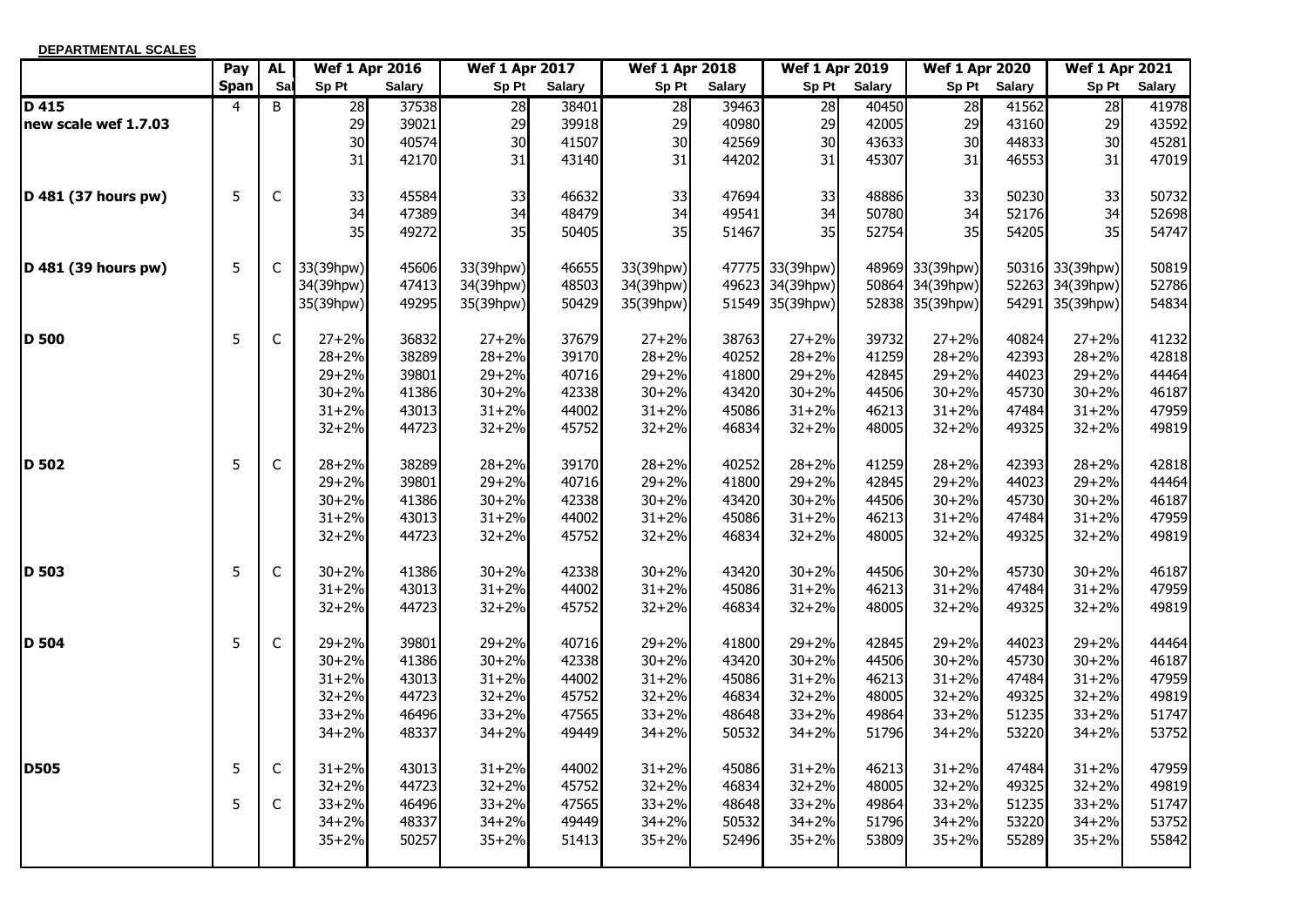**DEPARTMENTAL SCALES**

| | Pay | AL | Wef 1 Apr 2016 | | Wef 1 Apr 2017 | | Wef 1 Apr 2018 | | Wef 1 Apr 2019 | | Wef 1 Apr 2020 | | Wef 1 Apr 2021 | |
|---|---|---|---|---|---|---|---|---|---|---|---|---|---|---|
| | Span | Sal | Sp Pt | Salary | Sp Pt | Salary | Sp Pt | Salary | Sp Pt | Salary | Sp Pt | Salary | Sp Pt | Salary |
| **D 415** | 4 | B | 28 | 37538 | 28 | 38401 | 28 | 39463 | 28 | 40450 | 28 | 41562 | 28 | 41978 |
| **new scale wef 1.7.03** | | | 29 | 39021 | 29 | 39918 | 29 | 40980 | 29 | 42005 | 29 | 43160 | 29 | 43592 |
| | | | 30 | 40574 | 30 | 41507 | 30 | 42569 | 30 | 43633 | 30 | 44833 | 30 | 45281 |
| | | | 31 | 42170 | 31 | 43140 | 31 | 44202 | 31 | 45307 | 31 | 46553 | 31 | 47019 |
| **D 481 (37 hours pw)** | 5 | C | 33 | 45584 | 33 | 46632 | 33 | 47694 | 33 | 48886 | 33 | 50230 | 33 | 50732 |
| | | | 34 | 47389 | 34 | 48479 | 34 | 49541 | 34 | 50780 | 34 | 52176 | 34 | 52698 |
| | | | 35 | 49272 | 35 | 50405 | 35 | 51467 | 35 | 52754 | 35 | 54205 | 35 | 54747 |
| **D 481 (39 hours pw)** | 5 | C | 33(39hpw) | 45606 | 33(39hpw) | 46655 | 33(39hpw) | 47775 | 33(39hpw) | 48969 | 33(39hpw) | 50316 | 33(39hpw) | 50819 |
| | | | 34(39hpw) | 47413 | 34(39hpw) | 48503 | 34(39hpw) | 49623 | 34(39hpw) | 50864 | 34(39hpw) | 52263 | 34(39hpw) | 52786 |
| | | | 35(39hpw) | 49295 | 35(39hpw) | 50429 | 35(39hpw) | 51549 | 35(39hpw) | 52838 | 35(39hpw) | 54291 | 35(39hpw) | 54834 |
| **D 500** | 5 | C | 27+2% | 36832 | 27+2% | 37679 | 27+2% | 38763 | 27+2% | 39732 | 27+2% | 40824 | 27+2% | 41232 |
| | | | 28+2% | 38289 | 28+2% | 39170 | 28+2% | 40252 | 28+2% | 41259 | 28+2% | 42393 | 28+2% | 42818 |
| | | | 29+2% | 39801 | 29+2% | 40716 | 29+2% | 41800 | 29+2% | 42845 | 29+2% | 44023 | 29+2% | 44464 |
| | | | 30+2% | 41386 | 30+2% | 42338 | 30+2% | 43420 | 30+2% | 44506 | 30+2% | 45730 | 30+2% | 46187 |
| | | | 31+2% | 43013 | 31+2% | 44002 | 31+2% | 45086 | 31+2% | 46213 | 31+2% | 47484 | 31+2% | 47959 |
| | | | 32+2% | 44723 | 32+2% | 45752 | 32+2% | 46834 | 32+2% | 48005 | 32+2% | 49325 | 32+2% | 49819 |
| **D 502** | 5 | C | 28+2% | 38289 | 28+2% | 39170 | 28+2% | 40252 | 28+2% | 41259 | 28+2% | 42393 | 28+2% | 42818 |
| | | | 29+2% | 39801 | 29+2% | 40716 | 29+2% | 41800 | 29+2% | 42845 | 29+2% | 44023 | 29+2% | 44464 |
| | | | 30+2% | 41386 | 30+2% | 42338 | 30+2% | 43420 | 30+2% | 44506 | 30+2% | 45730 | 30+2% | 46187 |
| | | | 31+2% | 43013 | 31+2% | 44002 | 31+2% | 45086 | 31+2% | 46213 | 31+2% | 47484 | 31+2% | 47959 |
| | | | 32+2% | 44723 | 32+2% | 45752 | 32+2% | 46834 | 32+2% | 48005 | 32+2% | 49325 | 32+2% | 49819 |
| **D 503** | 5 | C | 30+2% | 41386 | 30+2% | 42338 | 30+2% | 43420 | 30+2% | 44506 | 30+2% | 45730 | 30+2% | 46187 |
| | | | 31+2% | 43013 | 31+2% | 44002 | 31+2% | 45086 | 31+2% | 46213 | 31+2% | 47484 | 31+2% | 47959 |
| | | | 32+2% | 44723 | 32+2% | 45752 | 32+2% | 46834 | 32+2% | 48005 | 32+2% | 49325 | 32+2% | 49819 |
| **D 504** | 5 | C | 29+2% | 39801 | 29+2% | 40716 | 29+2% | 41800 | 29+2% | 42845 | 29+2% | 44023 | 29+2% | 44464 |
| | | | 30+2% | 41386 | 30+2% | 42338 | 30+2% | 43420 | 30+2% | 44506 | 30+2% | 45730 | 30+2% | 46187 |
| | | | 31+2% | 43013 | 31+2% | 44002 | 31+2% | 45086 | 31+2% | 46213 | 31+2% | 47484 | 31+2% | 47959 |
| | | | 32+2% | 44723 | 32+2% | 45752 | 32+2% | 46834 | 32+2% | 48005 | 32+2% | 49325 | 32+2% | 49819 |
| | | | 33+2% | 46496 | 33+2% | 47565 | 33+2% | 48648 | 33+2% | 49864 | 33+2% | 51235 | 33+2% | 51747 |
| | | | 34+2% | 48337 | 34+2% | 49449 | 34+2% | 50532 | 34+2% | 51796 | 34+2% | 53220 | 34+2% | 53752 |
| **D505** | 5 | C | 31+2% | 43013 | 31+2% | 44002 | 31+2% | 45086 | 31+2% | 46213 | 31+2% | 47484 | 31+2% | 47959 |
| | | | 32+2% | 44723 | 32+2% | 45752 | 32+2% | 46834 | 32+2% | 48005 | 32+2% | 49325 | 32+2% | 49819 |
| | 5 | C | 33+2% | 46496 | 33+2% | 47565 | 33+2% | 48648 | 33+2% | 49864 | 33+2% | 51235 | 33+2% | 51747 |
| | | | 34+2% | 48337 | 34+2% | 49449 | 34+2% | 50532 | 34+2% | 51796 | 34+2% | 53220 | 34+2% | 53752 |
| | | | 35+2% | 50257 | 35+2% | 51413 | 35+2% | 52496 | 35+2% | 53809 | 35+2% | 55289 | 35+2% | 55842 |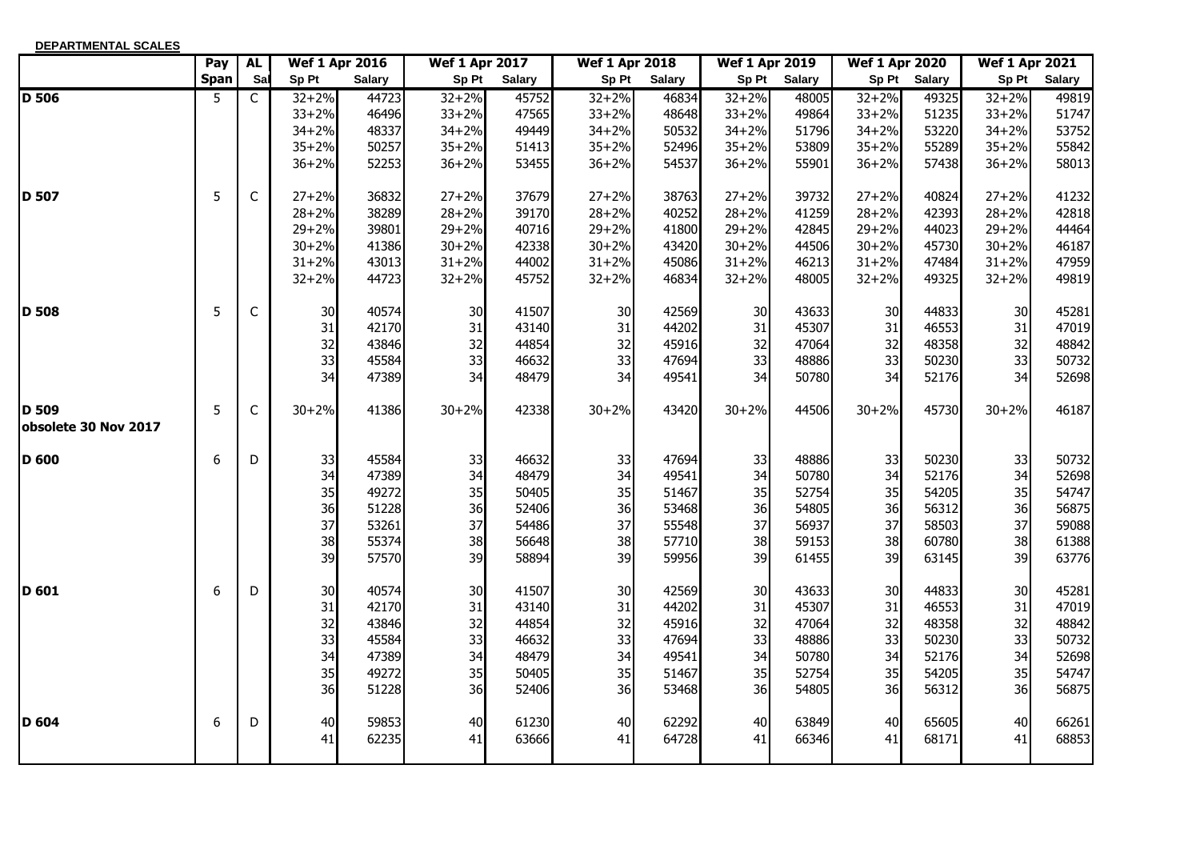**DEPARTMENTAL SCALES**

| | Pay | AL | Wef 1 Apr 2016 | | Wef 1 Apr 2017 | | Wef 1 Apr 2018 | | Wef 1 Apr 2019 | | Wef 1 Apr 2020 | | Wef 1 Apr 2021 | |
|---|---|---|---|---|---|---|---|---|---|---|---|---|---|---|
| | Span | Sal | Sp Pt | Salary | Sp Pt | Salary | Sp Pt | Salary | Sp Pt | Salary | Sp Pt | Salary | Sp Pt | Salary |
| **D 506** | 5 | C | 32+2% | 44723 | 32+2% | 45752 | 32+2% | 46834 | 32+2% | 48005 | 32+2% | 49325 | 32+2% | 49819 |
| | | | 33+2% | 46496 | 33+2% | 47565 | 33+2% | 48648 | 33+2% | 49864 | 33+2% | 51235 | 33+2% | 51747 |
| | | | 34+2% | 48337 | 34+2% | 49449 | 34+2% | 50532 | 34+2% | 51796 | 34+2% | 53220 | 34+2% | 53752 |
| | | | 35+2% | 50257 | 35+2% | 51413 | 35+2% | 52496 | 35+2% | 53809 | 35+2% | 55289 | 35+2% | 55842 |
| | | | 36+2% | 52253 | 36+2% | 53455 | 36+2% | 54537 | 36+2% | 55901 | 36+2% | 57438 | 36+2% | 58013 |
| **D 507** | 5 | C | 27+2% | 36832 | 27+2% | 37679 | 27+2% | 38763 | 27+2% | 39732 | 27+2% | 40824 | 27+2% | 41232 |
| | | | 28+2% | 38289 | 28+2% | 39170 | 28+2% | 40252 | 28+2% | 41259 | 28+2% | 42393 | 28+2% | 42818 |
| | | | 29+2% | 39801 | 29+2% | 40716 | 29+2% | 41800 | 29+2% | 42845 | 29+2% | 44023 | 29+2% | 44464 |
| | | | 30+2% | 41386 | 30+2% | 42338 | 30+2% | 43420 | 30+2% | 44506 | 30+2% | 45730 | 30+2% | 46187 |
| | | | 31+2% | 43013 | 31+2% | 44002 | 31+2% | 45086 | 31+2% | 46213 | 31+2% | 47484 | 31+2% | 47959 |
| | | | 32+2% | 44723 | 32+2% | 45752 | 32+2% | 46834 | 32+2% | 48005 | 32+2% | 49325 | 32+2% | 49819 |
| **D 508** | 5 | C | 30 | 40574 | 30 | 41507 | 30 | 42569 | 30 | 43633 | 30 | 44833 | 30 | 45281 |
| | | | 31 | 42170 | 31 | 43140 | 31 | 44202 | 31 | 45307 | 31 | 46553 | 31 | 47019 |
| | | | 32 | 43846 | 32 | 44854 | 32 | 45916 | 32 | 47064 | 32 | 48358 | 32 | 48842 |
| | | | 33 | 45584 | 33 | 46632 | 33 | 47694 | 33 | 48886 | 33 | 50230 | 33 | 50732 |
| | | | 34 | 47389 | 34 | 48479 | 34 | 49541 | 34 | 50780 | 34 | 52176 | 34 | 52698 |
| **D 509** obsolete 30 Nov 2017 | 5 | C | 30+2% | 41386 | 30+2% | 42338 | 30+2% | 43420 | 30+2% | 44506 | 30+2% | 45730 | 30+2% | 46187 |
| **D 600** | 6 | D | 33 | 45584 | 33 | 46632 | 33 | 47694 | 33 | 48886 | 33 | 50230 | 33 | 50732 |
| | | | 34 | 47389 | 34 | 48479 | 34 | 49541 | 34 | 50780 | 34 | 52176 | 34 | 52698 |
| | | | 35 | 49272 | 35 | 50405 | 35 | 51467 | 35 | 52754 | 35 | 54205 | 35 | 54747 |
| | | | 36 | 51228 | 36 | 52406 | 36 | 53468 | 36 | 54805 | 36 | 56312 | 36 | 56875 |
| | | | 37 | 53261 | 37 | 54486 | 37 | 55548 | 37 | 56937 | 37 | 58503 | 37 | 59088 |
| | | | 38 | 55374 | 38 | 56648 | 38 | 57710 | 38 | 59153 | 38 | 60780 | 38 | 61388 |
| | | | 39 | 57570 | 39 | 58894 | 39 | 59956 | 39 | 61455 | 39 | 63145 | 39 | 63776 |
| **D 601** | 6 | D | 30 | 40574 | 30 | 41507 | 30 | 42569 | 30 | 43633 | 30 | 44833 | 30 | 45281 |
| | | | 31 | 42170 | 31 | 43140 | 31 | 44202 | 31 | 45307 | 31 | 46553 | 31 | 47019 |
| | | | 32 | 43846 | 32 | 44854 | 32 | 45916 | 32 | 47064 | 32 | 48358 | 32 | 48842 |
| | | | 33 | 45584 | 33 | 46632 | 33 | 47694 | 33 | 48886 | 33 | 50230 | 33 | 50732 |
| | | | 34 | 47389 | 34 | 48479 | 34 | 49541 | 34 | 50780 | 34 | 52176 | 34 | 52698 |
| | | | 35 | 49272 | 35 | 50405 | 35 | 51467 | 35 | 52754 | 35 | 54205 | 35 | 54747 |
| | | | 36 | 51228 | 36 | 52406 | 36 | 53468 | 36 | 54805 | 36 | 56312 | 36 | 56875 |
| **D 604** | 6 | D | 40 | 59853 | 40 | 61230 | 40 | 62292 | 40 | 63849 | 40 | 65605 | 40 | 66261 |
| | | | 41 | 62235 | 41 | 63666 | 41 | 64728 | 41 | 66346 | 41 | 68171 | 41 | 68853 |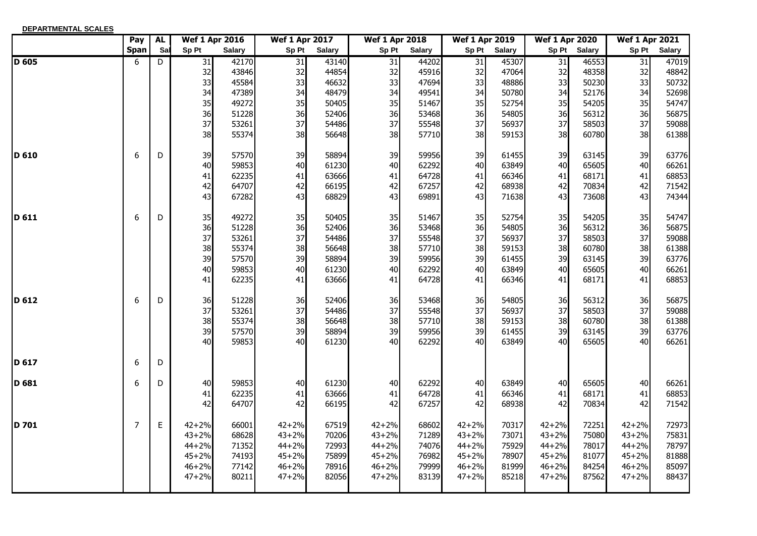**DEPARTMENTAL SCALES**

| | Pay | AL | Wef 1 Apr 2016 | | Wef 1 Apr 2017 | | Wef 1 Apr 2018 | | Wef 1 Apr 2019 | | Wef 1 Apr 2020 | | Wef 1 Apr 2021 | |
|---|---|---|---|---|---|---|---|---|---|---|---|---|---|---|
| | Span | Sal | Sp Pt | Salary | Sp Pt | Salary | Sp Pt | Salary | Sp Pt | Salary | Sp Pt | Salary | Sp Pt | Salary |
| **D 605** | 6 | D | 31 | 42170 | 31 | 43140 | 31 | 44202 | 31 | 45307 | 31 | 46553 | 31 | 47019 |
| | | | 32 | 43846 | 32 | 44854 | 32 | 45916 | 32 | 47064 | 32 | 48358 | 32 | 48842 |
| | | | 33 | 45584 | 33 | 46632 | 33 | 47694 | 33 | 48886 | 33 | 50230 | 33 | 50732 |
| | | | 34 | 47389 | 34 | 48479 | 34 | 49541 | 34 | 50780 | 34 | 52176 | 34 | 52698 |
| | | | 35 | 49272 | 35 | 50405 | 35 | 51467 | 35 | 52754 | 35 | 54205 | 35 | 54747 |
| | | | 36 | 51228 | 36 | 52406 | 36 | 53468 | 36 | 54805 | 36 | 56312 | 36 | 56875 |
| | | | 37 | 53261 | 37 | 54486 | 37 | 55548 | 37 | 56937 | 37 | 58503 | 37 | 59088 |
| | | | 38 | 55374 | 38 | 56648 | 38 | 57710 | 38 | 59153 | 38 | 60780 | 38 | 61388 |
| **D 610** | 6 | D | 39 | 57570 | 39 | 58894 | 39 | 59956 | 39 | 61455 | 39 | 63145 | 39 | 63776 |
| | | | 40 | 59853 | 40 | 61230 | 40 | 62292 | 40 | 63849 | 40 | 65605 | 40 | 66261 |
| | | | 41 | 62235 | 41 | 63666 | 41 | 64728 | 41 | 66346 | 41 | 68171 | 41 | 68853 |
| | | | 42 | 64707 | 42 | 66195 | 42 | 67257 | 42 | 68938 | 42 | 70834 | 42 | 71542 |
| | | | 43 | 67282 | 43 | 68829 | 43 | 69891 | 43 | 71638 | 43 | 73608 | 43 | 74344 |
| **D 611** | 6 | D | 35 | 49272 | 35 | 50405 | 35 | 51467 | 35 | 52754 | 35 | 54205 | 35 | 54747 |
| | | | 36 | 51228 | 36 | 52406 | 36 | 53468 | 36 | 54805 | 36 | 56312 | 36 | 56875 |
| | | | 37 | 53261 | 37 | 54486 | 37 | 55548 | 37 | 56937 | 37 | 58503 | 37 | 59088 |
| | | | 38 | 55374 | 38 | 56648 | 38 | 57710 | 38 | 59153 | 38 | 60780 | 38 | 61388 |
| | | | 39 | 57570 | 39 | 58894 | 39 | 59956 | 39 | 61455 | 39 | 63145 | 39 | 63776 |
| | | | 40 | 59853 | 40 | 61230 | 40 | 62292 | 40 | 63849 | 40 | 65605 | 40 | 66261 |
| | | | 41 | 62235 | 41 | 63666 | 41 | 64728 | 41 | 66346 | 41 | 68171 | 41 | 68853 |
| **D 612** | 6 | D | 36 | 51228 | 36 | 52406 | 36 | 53468 | 36 | 54805 | 36 | 56312 | 36 | 56875 |
| | | | 37 | 53261 | 37 | 54486 | 37 | 55548 | 37 | 56937 | 37 | 58503 | 37 | 59088 |
| | | | 38 | 55374 | 38 | 56648 | 38 | 57710 | 38 | 59153 | 38 | 60780 | 38 | 61388 |
| | | | 39 | 57570 | 39 | 58894 | 39 | 59956 | 39 | 61455 | 39 | 63145 | 39 | 63776 |
| | | | 40 | 59853 | 40 | 61230 | 40 | 62292 | 40 | 63849 | 40 | 65605 | 40 | 66261 |
| **D 617** | 6 | D | | | | | | | | | | | | |
| **D 681** | 6 | D | 40 | 59853 | 40 | 61230 | 40 | 62292 | 40 | 63849 | 40 | 65605 | 40 | 66261 |
| | | | 41 | 62235 | 41 | 63666 | 41 | 64728 | 41 | 66346 | 41 | 68171 | 41 | 68853 |
| | | | 42 | 64707 | 42 | 66195 | 42 | 67257 | 42 | 68938 | 42 | 70834 | 42 | 71542 |
| **D 701** | 7 | E | 42+2% | 66001 | 42+2% | 67519 | 42+2% | 68602 | 42+2% | 70317 | 42+2% | 72251 | 42+2% | 72973 |
| | | | 43+2% | 68628 | 43+2% | 70206 | 43+2% | 71289 | 43+2% | 73071 | 43+2% | 75080 | 43+2% | 75831 |
| | | | 44+2% | 71352 | 44+2% | 72993 | 44+2% | 74076 | 44+2% | 75929 | 44+2% | 78017 | 44+2% | 78797 |
| | | | 45+2% | 74193 | 45+2% | 75899 | 45+2% | 76982 | 45+2% | 78907 | 45+2% | 81077 | 45+2% | 81888 |
| | | | 46+2% | 77142 | 46+2% | 78916 | 46+2% | 79999 | 46+2% | 81999 | 46+2% | 84254 | 46+2% | 85097 |
| | | | 47+2% | 80211 | 47+2% | 82056 | 47+2% | 83139 | 47+2% | 85218 | 47+2% | 87562 | 47+2% | 88437 |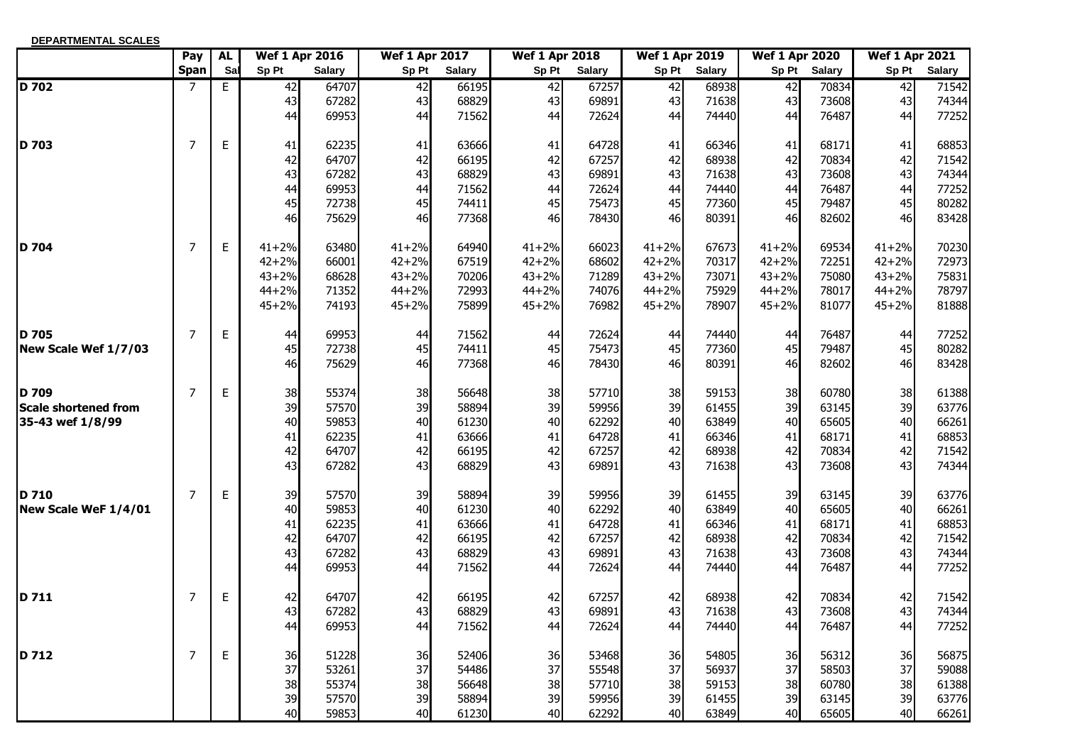**DEPARTMENTAL SCALES**

| | Pay | AL | Wef 1 Apr 2016 | | Wef 1 Apr 2017 | | Wef 1 Apr 2018 | | Wef 1 Apr 2019 | | Wef 1 Apr 2020 | | Wef 1 Apr 2021 | |
|---|---|---|---|---|---|---|---|---|---|---|---|---|---|---|
| | Span | Sal | Sp Pt | Salary | Sp Pt | Salary | Sp Pt | Salary | Sp Pt | Salary | Sp Pt | Salary | Sp Pt | Salary |
| **D 702** | 7 | E | 42 | 64707 | 42 | 66195 | 42 | 67257 | 42 | 68938 | 42 | 70834 | 42 | 71542 |
| | | | 43 | 67282 | 43 | 68829 | 43 | 69891 | 43 | 71638 | 43 | 73608 | 43 | 74344 |
| | | | 44 | 69953 | 44 | 71562 | 44 | 72624 | 44 | 74440 | 44 | 76487 | 44 | 77252 |
| **D 703** | 7 | E | 41 | 62235 | 41 | 63666 | 41 | 64728 | 41 | 66346 | 41 | 68171 | 41 | 68853 |
| | | | 42 | 64707 | 42 | 66195 | 42 | 67257 | 42 | 68938 | 42 | 70834 | 42 | 71542 |
| | | | 43 | 67282 | 43 | 68829 | 43 | 69891 | 43 | 71638 | 43 | 73608 | 43 | 74344 |
| | | | 44 | 69953 | 44 | 71562 | 44 | 72624 | 44 | 74440 | 44 | 76487 | 44 | 77252 |
| | | | 45 | 72738 | 45 | 74411 | 45 | 75473 | 45 | 77360 | 45 | 79487 | 45 | 80282 |
| | | | 46 | 75629 | 46 | 77368 | 46 | 78430 | 46 | 80391 | 46 | 82602 | 46 | 83428 |
| **D 704** | 7 | E | 41+2% | 63480 | 41+2% | 64940 | 41+2% | 66023 | 41+2% | 67673 | 41+2% | 69534 | 41+2% | 70230 |
| | | | 42+2% | 66001 | 42+2% | 67519 | 42+2% | 68602 | 42+2% | 70317 | 42+2% | 72251 | 42+2% | 72973 |
| | | | 43+2% | 68628 | 43+2% | 70206 | 43+2% | 71289 | 43+2% | 73071 | 43+2% | 75080 | 43+2% | 75831 |
| | | | 44+2% | 71352 | 44+2% | 72993 | 44+2% | 74076 | 44+2% | 75929 | 44+2% | 78017 | 44+2% | 78797 |
| | | | 45+2% | 74193 | 45+2% | 75899 | 45+2% | 76982 | 45+2% | 78907 | 45+2% | 81077 | 45+2% | 81888 |
| **D 705** | 7 | E | 44 | 69953 | 44 | 71562 | 44 | 72624 | 44 | 74440 | 44 | 76487 | 44 | 77252 |
| **New Scale Wef 1/7/03** | | | 45 | 72738 | 45 | 74411 | 45 | 75473 | 45 | 77360 | 45 | 79487 | 45 | 80282 |
| | | | 46 | 75629 | 46 | 77368 | 46 | 78430 | 46 | 80391 | 46 | 82602 | 46 | 83428 |
| **D 709** | 7 | E | 38 | 55374 | 38 | 56648 | 38 | 57710 | 38 | 59153 | 38 | 60780 | 38 | 61388 |
| **Scale shortened from** | | | 39 | 57570 | 39 | 58894 | 39 | 59956 | 39 | 61455 | 39 | 63145 | 39 | 63776 |
| **35-43 wef 1/8/99** | | | 40 | 59853 | 40 | 61230 | 40 | 62292 | 40 | 63849 | 40 | 65605 | 40 | 66261 |
| | | | 41 | 62235 | 41 | 63666 | 41 | 64728 | 41 | 66346 | 41 | 68171 | 41 | 68853 |
| | | | 42 | 64707 | 42 | 66195 | 42 | 67257 | 42 | 68938 | 42 | 70834 | 42 | 71542 |
| | | | 43 | 67282 | 43 | 68829 | 43 | 69891 | 43 | 71638 | 43 | 73608 | 43 | 74344 |
| **D 710** | 7 | E | 39 | 57570 | 39 | 58894 | 39 | 59956 | 39 | 61455 | 39 | 63145 | 39 | 63776 |
| **New Scale WeF 1/4/01** | | | 40 | 59853 | 40 | 61230 | 40 | 62292 | 40 | 63849 | 40 | 65605 | 40 | 66261 |
| | | | 41 | 62235 | 41 | 63666 | 41 | 64728 | 41 | 66346 | 41 | 68171 | 41 | 68853 |
| | | | 42 | 64707 | 42 | 66195 | 42 | 67257 | 42 | 68938 | 42 | 70834 | 42 | 71542 |
| | | | 43 | 67282 | 43 | 68829 | 43 | 69891 | 43 | 71638 | 43 | 73608 | 43 | 74344 |
| | | | 44 | 69953 | 44 | 71562 | 44 | 72624 | 44 | 74440 | 44 | 76487 | 44 | 77252 |
| **D 711** | 7 | E | 42 | 64707 | 42 | 66195 | 42 | 67257 | 42 | 68938 | 42 | 70834 | 42 | 71542 |
| | | | 43 | 67282 | 43 | 68829 | 43 | 69891 | 43 | 71638 | 43 | 73608 | 43 | 74344 |
| | | | 44 | 69953 | 44 | 71562 | 44 | 72624 | 44 | 74440 | 44 | 76487 | 44 | 77252 |
| **D 712** | 7 | E | 36 | 51228 | 36 | 52406 | 36 | 53468 | 36 | 54805 | 36 | 56312 | 36 | 56875 |
| | | | 37 | 53261 | 37 | 54486 | 37 | 55548 | 37 | 56937 | 37 | 58503 | 37 | 59088 |
| | | | 38 | 55374 | 38 | 56648 | 38 | 57710 | 38 | 59153 | 38 | 60780 | 38 | 61388 |
| | | | 39 | 57570 | 39 | 58894 | 39 | 59956 | 39 | 61455 | 39 | 63145 | 39 | 63776 |
| | | | 40 | 59853 | 40 | 61230 | 40 | 62292 | 40 | 63849 | 40 | 65605 | 40 | 66261 |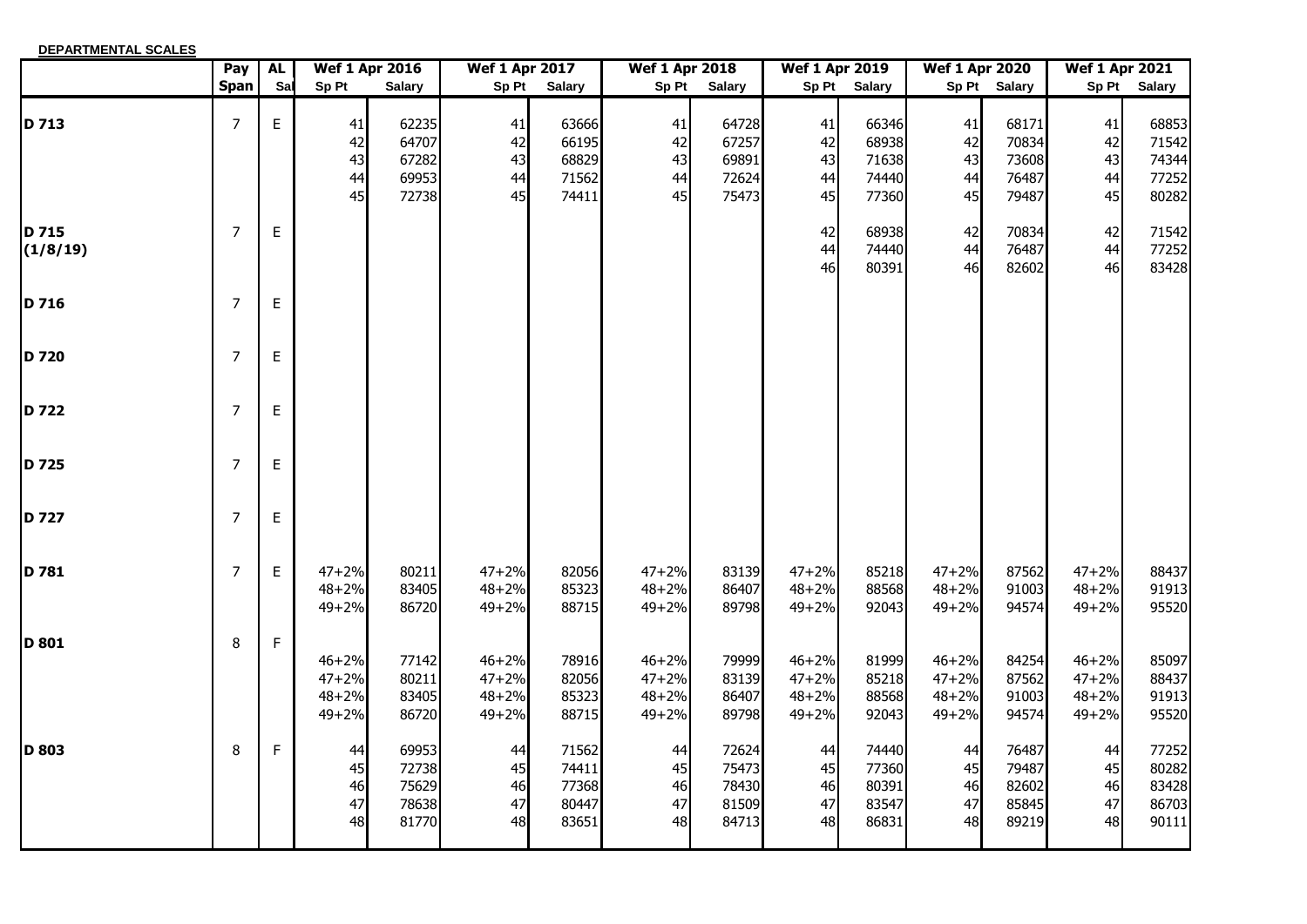**DEPARTMENTAL SCALES**

| | Pay Span | AL Sal | Wef 1 Apr 2016 Sp Pt | Salary | Wef 1 Apr 2017 Sp Pt | Salary | Wef 1 Apr 2018 Sp Pt | Salary | Wef 1 Apr 2019 Sp Pt | Salary | Wef 1 Apr 2020 Sp Pt | Salary | Wef 1 Apr 2021 Sp Pt | Salary |
|---|---|---|---|---|---|---|---|---|---|---|---|---|---|---|
| **D 713** | 7 | E | 41 | 62235 | 41 | 63666 | 41 | 64728 | 41 | 66346 | 41 | 68171 | 41 | 68853 |
| | | | 42 | 64707 | 42 | 66195 | 42 | 67257 | 42 | 68938 | 42 | 70834 | 42 | 71542 |
| | | | 43 | 67282 | 43 | 68829 | 43 | 69891 | 43 | 71638 | 43 | 73608 | 43 | 74344 |
| | | | 44 | 69953 | 44 | 71562 | 44 | 72624 | 44 | 74440 | 44 | 76487 | 44 | 77252 |
| | | | 45 | 72738 | 45 | 74411 | 45 | 75473 | 45 | 77360 | 45 | 79487 | 45 | 80282 |
| **D 715 (1/8/19)** | 7 | E | | | | | | | 42 | 68938 | 42 | 70834 | 42 | 71542 |
| | | | | | | | | | 44 | 74440 | 44 | 76487 | 44 | 77252 |
| | | | | | | | | | 46 | 80391 | 46 | 82602 | 46 | 83428 |
| **D 716** | 7 | E | | | | | | | | | | | | |
| **D 720** | 7 | E | | | | | | | | | | | | |
| **D 722** | 7 | E | | | | | | | | | | | | |
| **D 725** | 7 | E | | | | | | | | | | | | |
| **D 727** | 7 | E | | | | | | | | | | | | |
| **D 781** | 7 | E | 47+2% | 80211 | 47+2% | 82056 | 47+2% | 83139 | 47+2% | 85218 | 47+2% | 87562 | 47+2% | 88437 |
| | | | 48+2% | 83405 | 48+2% | 85323 | 48+2% | 86407 | 48+2% | 88568 | 48+2% | 91003 | 48+2% | 91913 |
| | | | 49+2% | 86720 | 49+2% | 88715 | 49+2% | 89798 | 49+2% | 92043 | 49+2% | 94574 | 49+2% | 95520 |
| **D 801** | 8 | F | 46+2% | 77142 | 46+2% | 78916 | 46+2% | 79999 | 46+2% | 81999 | 46+2% | 84254 | 46+2% | 85097 |
| | | | 47+2% | 80211 | 47+2% | 82056 | 47+2% | 83139 | 47+2% | 85218 | 47+2% | 87562 | 47+2% | 88437 |
| | | | 48+2% | 83405 | 48+2% | 85323 | 48+2% | 86407 | 48+2% | 88568 | 48+2% | 91003 | 48+2% | 91913 |
| | | | 49+2% | 86720 | 49+2% | 88715 | 49+2% | 89798 | 49+2% | 92043 | 49+2% | 94574 | 49+2% | 95520 |
| **D 803** | 8 | F | 44 | 69953 | 44 | 71562 | 44 | 72624 | 44 | 74440 | 44 | 76487 | 44 | 77252 |
| | | | 45 | 72738 | 45 | 74411 | 45 | 75473 | 45 | 77360 | 45 | 79487 | 45 | 80282 |
| | | | 46 | 75629 | 46 | 77368 | 46 | 78430 | 46 | 80391 | 46 | 82602 | 46 | 83428 |
| | | | 47 | 78638 | 47 | 80447 | 47 | 81509 | 47 | 83547 | 47 | 85845 | 47 | 86703 |
| | | | 48 | 81770 | 48 | 83651 | 48 | 84713 | 48 | 86831 | 48 | 89219 | 48 | 90111 |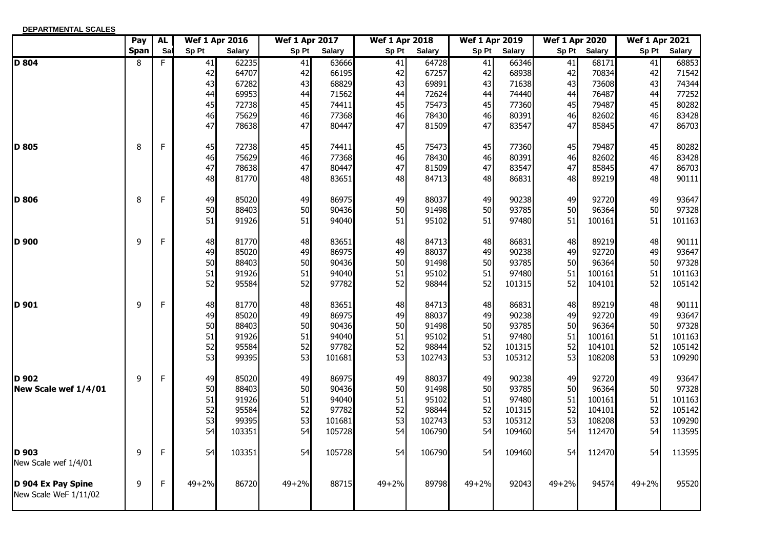**DEPARTMENTAL SCALES**

| | Pay Span | AL Sal | Wef 1 Apr 2016 | | Wef 1 Apr 2017 | | Wef 1 Apr 2018 | | Wef 1 Apr 2019 | | Wef 1 Apr 2020 | | Wef 1 Apr 2021 | |
|---|---|---|---|---|---|---|---|---|---|---|---|---|---|---|
| | | | Sp Pt | Salary | Sp Pt | Salary | Sp Pt | Salary | Sp Pt | Salary | Sp Pt | Salary | Sp Pt | Salary |
| **D 804** | 8 | F | 41 | 62235 | 41 | 63666 | 41 | 64728 | 41 | 66346 | 41 | 68171 | 41 | 68853 |
| | | | 42 | 64707 | 42 | 66195 | 42 | 67257 | 42 | 68938 | 42 | 70834 | 42 | 71542 |
| | | | 43 | 67282 | 43 | 68829 | 43 | 69891 | 43 | 71638 | 43 | 73608 | 43 | 74344 |
| | | | 44 | 69953 | 44 | 71562 | 44 | 72624 | 44 | 74440 | 44 | 76487 | 44 | 77252 |
| | | | 45 | 72738 | 45 | 74411 | 45 | 75473 | 45 | 77360 | 45 | 79487 | 45 | 80282 |
| | | | 46 | 75629 | 46 | 77368 | 46 | 78430 | 46 | 80391 | 46 | 82602 | 46 | 83428 |
| | | | 47 | 78638 | 47 | 80447 | 47 | 81509 | 47 | 83547 | 47 | 85845 | 47 | 86703 |
| **D 805** | 8 | F | 45 | 72738 | 45 | 74411 | 45 | 75473 | 45 | 77360 | 45 | 79487 | 45 | 80282 |
| | | | 46 | 75629 | 46 | 77368 | 46 | 78430 | 46 | 80391 | 46 | 82602 | 46 | 83428 |
| | | | 47 | 78638 | 47 | 80447 | 47 | 81509 | 47 | 83547 | 47 | 85845 | 47 | 86703 |
| | | | 48 | 81770 | 48 | 83651 | 48 | 84713 | 48 | 86831 | 48 | 89219 | 48 | 90111 |
| **D 806** | 8 | F | 49 | 85020 | 49 | 86975 | 49 | 88037 | 49 | 90238 | 49 | 92720 | 49 | 93647 |
| | | | 50 | 88403 | 50 | 90436 | 50 | 91498 | 50 | 93785 | 50 | 96364 | 50 | 97328 |
| | | | 51 | 91926 | 51 | 94040 | 51 | 95102 | 51 | 97480 | 51 | 100161 | 51 | 101163 |
| **D 900** | 9 | F | 48 | 81770 | 48 | 83651 | 48 | 84713 | 48 | 86831 | 48 | 89219 | 48 | 90111 |
| | | | 49 | 85020 | 49 | 86975 | 49 | 88037 | 49 | 90238 | 49 | 92720 | 49 | 93647 |
| | | | 50 | 88403 | 50 | 90436 | 50 | 91498 | 50 | 93785 | 50 | 96364 | 50 | 97328 |
| | | | 51 | 91926 | 51 | 94040 | 51 | 95102 | 51 | 97480 | 51 | 100161 | 51 | 101163 |
| | | | 52 | 95584 | 52 | 97782 | 52 | 98844 | 52 | 101315 | 52 | 104101 | 52 | 105142 |
| **D 901** | 9 | F | 48 | 81770 | 48 | 83651 | 48 | 84713 | 48 | 86831 | 48 | 89219 | 48 | 90111 |
| | | | 49 | 85020 | 49 | 86975 | 49 | 88037 | 49 | 90238 | 49 | 92720 | 49 | 93647 |
| | | | 50 | 88403 | 50 | 90436 | 50 | 91498 | 50 | 93785 | 50 | 96364 | 50 | 97328 |
| | | | 51 | 91926 | 51 | 94040 | 51 | 95102 | 51 | 97480 | 51 | 100161 | 51 | 101163 |
| | | | 52 | 95584 | 52 | 97782 | 52 | 98844 | 52 | 101315 | 52 | 104101 | 52 | 105142 |
| | | | 53 | 99395 | 53 | 101681 | 53 | 102743 | 53 | 105312 | 53 | 108208 | 53 | 109290 |
| **D 902** | 9 | F | 49 | 85020 | 49 | 86975 | 49 | 88037 | 49 | 90238 | 49 | 92720 | 49 | 93647 |
| **New Scale wef 1/4/01** | | | 50 | 88403 | 50 | 90436 | 50 | 91498 | 50 | 93785 | 50 | 96364 | 50 | 97328 |
| | | | 51 | 91926 | 51 | 94040 | 51 | 95102 | 51 | 97480 | 51 | 100161 | 51 | 101163 |
| | | | 52 | 95584 | 52 | 97782 | 52 | 98844 | 52 | 101315 | 52 | 104101 | 52 | 105142 |
| | | | 53 | 99395 | 53 | 101681 | 53 | 102743 | 53 | 105312 | 53 | 108208 | 53 | 109290 |
| | | | 54 | 103351 | 54 | 105728 | 54 | 106790 | 54 | 109460 | 54 | 112470 | 54 | 113595 |
| **D 903** | 9 | F | 54 | 103351 | 54 | 105728 | 54 | 106790 | 54 | 109460 | 54 | 112470 | 54 | 113595 |
| New Scale wef 1/4/01 | | | | | | | | | | | | | | |
| **D 904 Ex Pay Spine** | 9 | F | 49+2% | 86720 | 49+2% | 88715 | 49+2% | 89798 | 49+2% | 92043 | 49+2% | 94574 | 49+2% | 95520 |
| New Scale WeF 1/11/02 | | | | | | | | | | | | | | |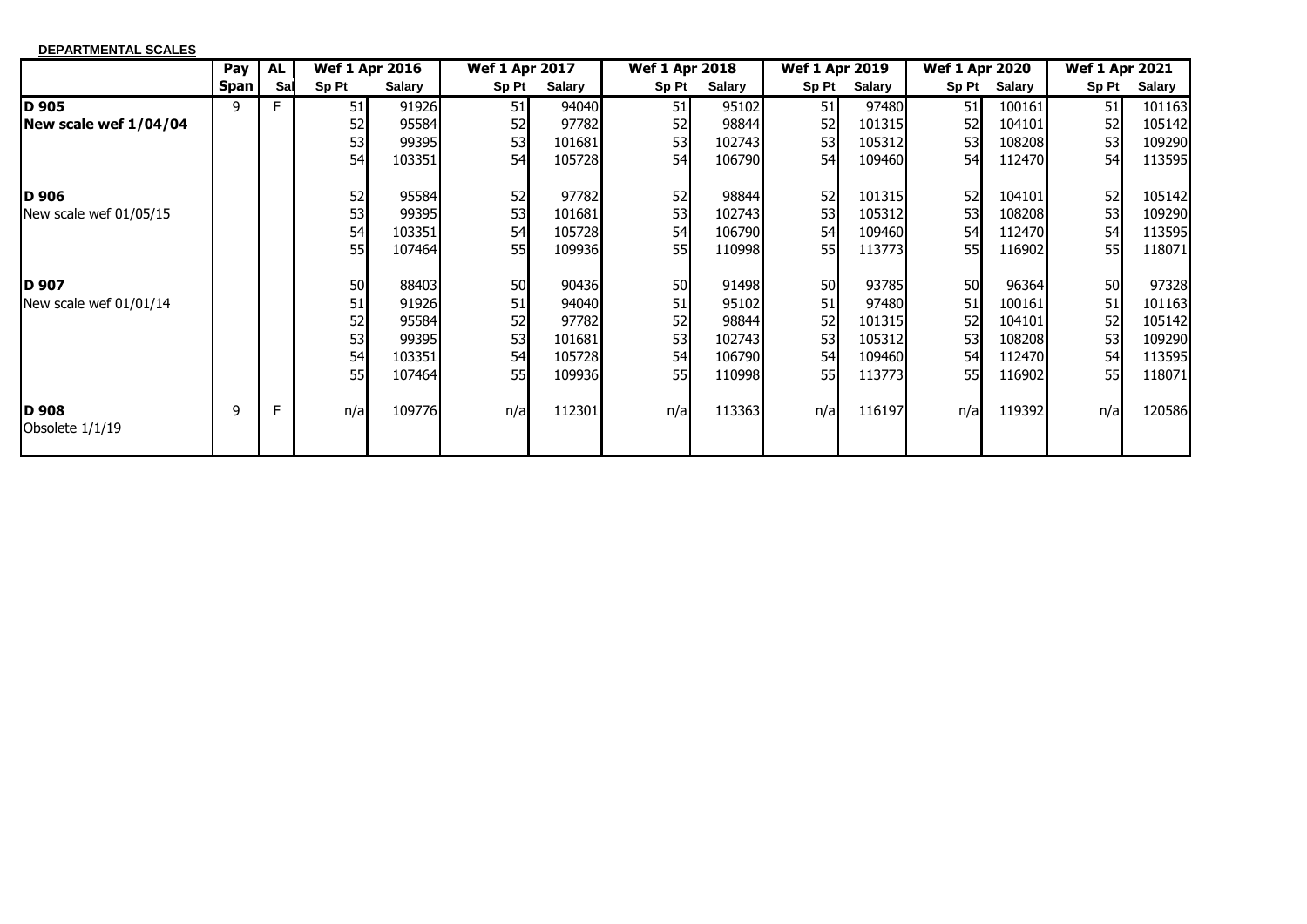**DEPARTMENTAL SCALES**

| | Pay | AL | Wef 1 Apr 2016 | | Wef 1 Apr 2017 | | Wef 1 Apr 2018 | | Wef 1 Apr 2019 | | Wef 1 Apr 2020 | | Wef 1 Apr 2021 | |
|---|---|---|---|---|---|---|---|---|---|---|---|---|---|---|
| | Span | Sal | Sp Pt | Salary | Sp Pt | Salary | Sp Pt | Salary | Sp Pt | Salary | Sp Pt | Salary | Sp Pt | Salary |
| **D 905** | 9 | F | 51 | 91926 | 51 | 94040 | 51 | 95102 | 51 | 97480 | 51 | 100161 | 51 | 101163 |
| **New scale wef 1/04/04** | | | 52 | 95584 | 52 | 97782 | 52 | 98844 | 52 | 101315 | 52 | 104101 | 52 | 105142 |
| | | | 53 | 99395 | 53 | 101681 | 53 | 102743 | 53 | 105312 | 53 | 108208 | 53 | 109290 |
| | | | 54 | 103351 | 54 | 105728 | 54 | 106790 | 54 | 109460 | 54 | 112470 | 54 | 113595 |
| **D 906** | | | 52 | 95584 | 52 | 97782 | 52 | 98844 | 52 | 101315 | 52 | 104101 | 52 | 105142 |
| New scale wef 01/05/15 | | | 53 | 99395 | 53 | 101681 | 53 | 102743 | 53 | 105312 | 53 | 108208 | 53 | 109290 |
| | | | 54 | 103351 | 54 | 105728 | 54 | 106790 | 54 | 109460 | 54 | 112470 | 54 | 113595 |
| | | | 55 | 107464 | 55 | 109936 | 55 | 110998 | 55 | 113773 | 55 | 116902 | 55 | 118071 |
| **D 907** | | | 50 | 88403 | 50 | 90436 | 50 | 91498 | 50 | 93785 | 50 | 96364 | 50 | 97328 |
| New scale wef 01/01/14 | | | 51 | 91926 | 51 | 94040 | 51 | 95102 | 51 | 97480 | 51 | 100161 | 51 | 101163 |
| | | | 52 | 95584 | 52 | 97782 | 52 | 98844 | 52 | 101315 | 52 | 104101 | 52 | 105142 |
| | | | 53 | 99395 | 53 | 101681 | 53 | 102743 | 53 | 105312 | 53 | 108208 | 53 | 109290 |
| | | | 54 | 103351 | 54 | 105728 | 54 | 106790 | 54 | 109460 | 54 | 112470 | 54 | 113595 |
| | | | 55 | 107464 | 55 | 109936 | 55 | 110998 | 55 | 113773 | 55 | 116902 | 55 | 118071 |
| **D 908** | 9 | F | n/a | 109776 | n/a | 112301 | n/a | 113363 | n/a | 116197 | n/a | 119392 | n/a | 120586 |
| Obsolete 1/1/19 | | | | | | | | | | | | | | |